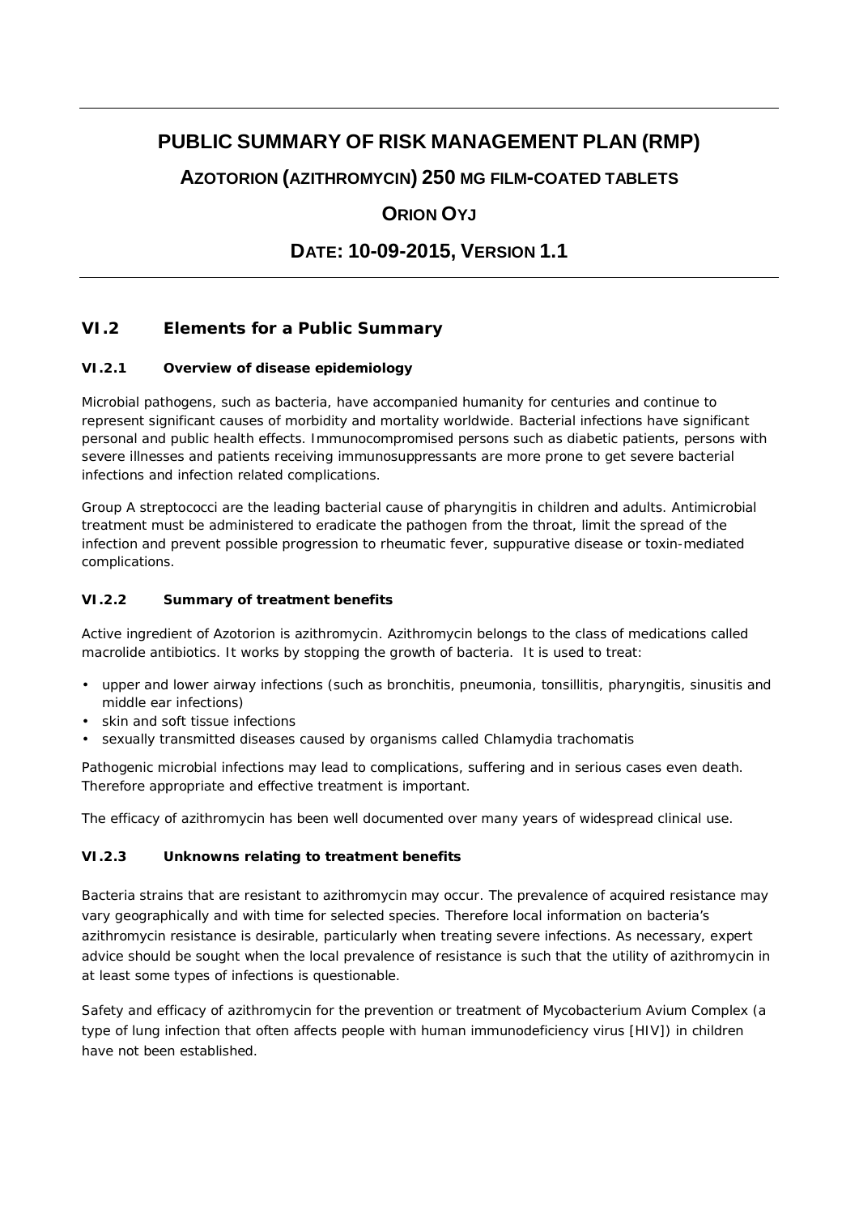# PUBLIC SUMMARY OF RISK MANAGEMENT PLAN (RMP)

## AZOTORION (AZITHROMYCIN) 250 MG FILM-COATED TABLETS

## ORION OYJ

## DATE: 10-09-2015, VERSION 1.1

## VI.2 Elements for a Public Summary

### VI.2.1 Overview of disease epidemiology

Microbial pathogens, such as bacteria, have accompanied humanity for centuries and continue to represent significant causes of morbidity and mortality worldwide. Bacterial infections have significant personal and public health effects. Immunocompromised persons such as diabetic patients, persons with severe illnesses and patients receiving immunosuppressants are more prone to get severe bacterial infections and infection related complications.

Group A streptococci are the leading bacterial cause of pharyngitis in children and adults. Antimicrobial treatment must be administered to eradicate the pathogen from the throat, limit the spread of the infection and prevent possible progression to rheumatic fever, suppurative disease or toxin-mediated complications.

### VI.2.2 Summary of treatment benefits

Active ingredient of Azotorion is azithromycin. Azithromycin belongs to the class of medications called macrolide antibiotics. It works by stopping the growth of bacteria. It is used to treat:

- upper and lower airway infections (such as bronchitis, pneumonia, tonsillitis, pharyngitis, sinusitis and middle ear infections)
- skin and soft tissue infections
- sexually transmitted diseases caused by organisms called Chlamydia trachomatis

Pathogenic microbial infections may lead to complications, suffering and in serious cases even death. Therefore appropriate and effective treatment is important.

The efficacy of azithromycin has been well documented over many years of widespread clinical use.

### VI.2.3 Unknowns relating to treatment benefits

Bacteria strains that are resistant to azithromycin may occur. The prevalence of acquired resistance may vary geographically and with time for selected species. Therefore local information on bacteria's azithromycin resistance is desirable, particularly when treating severe infections. As necessary, expert advice should be sought when the local prevalence of resistance is such that the utility of azithromycin in at least some types of infections is questionable.

Safety and efficacy of azithromycin for the prevention or treatment of Mycobacterium Avium Complex (a type of lung infection that often affects people with human immunodeficiency virus [HIV]) in children have not been established.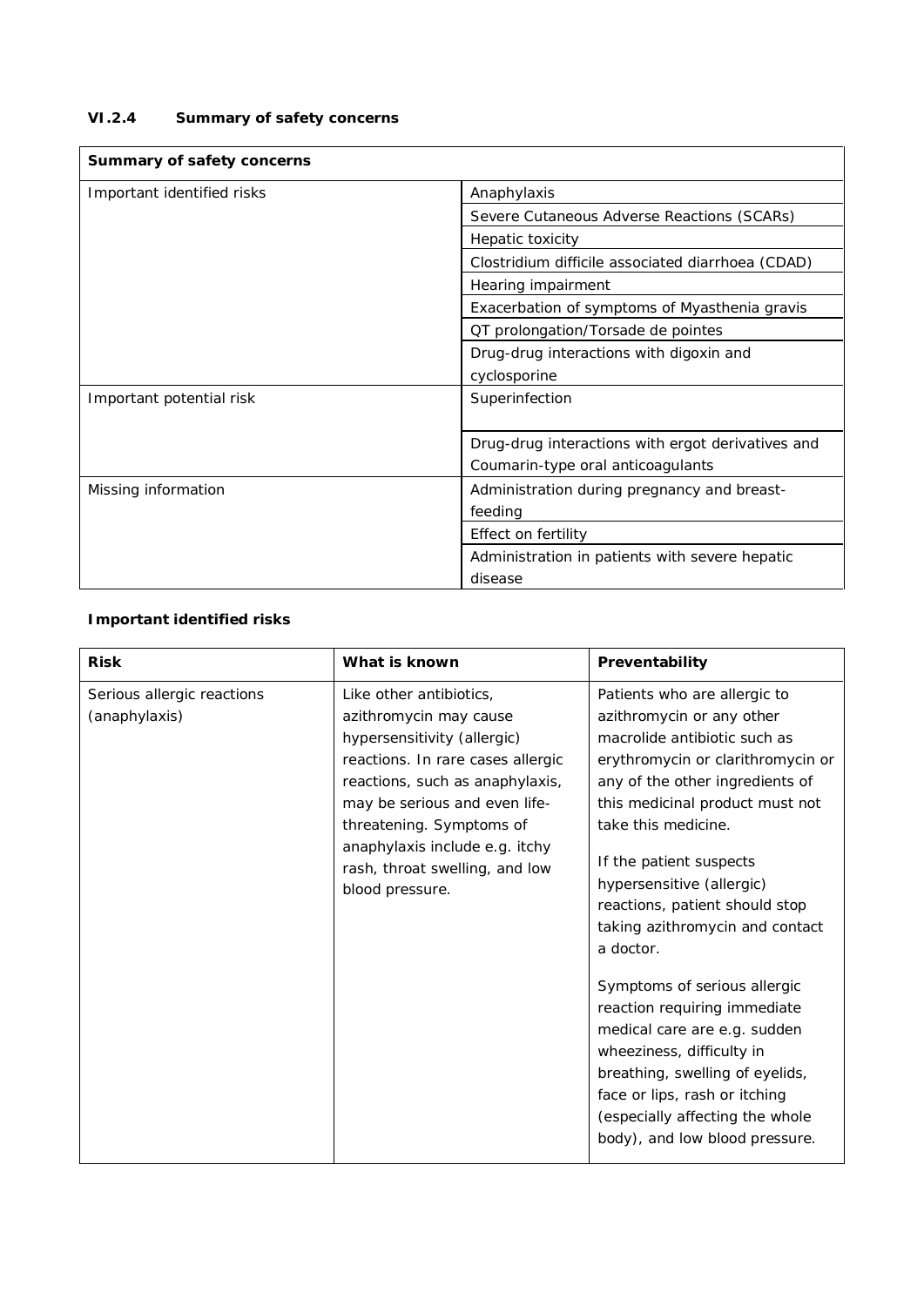### VI.2.4 Summary of safety concerns

| Summary of safety concerns | |
|---|---|
| Important identified risks | Anaphylaxis |
| | Severe Cutaneous Adverse Reactions (SCARs) |
| | Hepatic toxicity |
| | Clostridium difficile associated diarrhoea (CDAD) |
| | Hearing impairment |
| | Exacerbation of symptoms of Myasthenia gravis |
| | QT prolongation/Torsade de pointes |
| | Drug-drug interactions with digoxin and cyclosporine |
| Important potential risk | Superinfection |
| | Drug-drug interactions with ergot derivatives and Coumarin-type oral anticoagulants |
| Missing information | Administration during pregnancy and breast-feeding |
| | Effect on fertility |
| | Administration in patients with severe hepatic disease |

**Important identified risks**

| Risk | What is known | Preventability |
|---|---|---|
| Serious allergic reactions (anaphylaxis) | Like other antibiotics, azithromycin may cause hypersensitivity (allergic) reactions. In rare cases allergic reactions, such as anaphylaxis, may be serious and even life-threatening. Symptoms of anaphylaxis include e.g. itchy rash, throat swelling, and low blood pressure. | Patients who are allergic to azithromycin or any other macrolide antibiotic such as erythromycin or clarithromycin or any of the other ingredients of this medicinal product must not take this medicine.<br><br>If the patient suspects hypersensitive (allergic) reactions, patient should stop taking azithromycin and contact a doctor.<br><br>Symptoms of serious allergic reaction requiring immediate medical care are e.g. sudden wheeziness, difficulty in breathing, swelling of eyelids, face or lips, rash or itching (especially affecting the whole body), and low blood pressure. |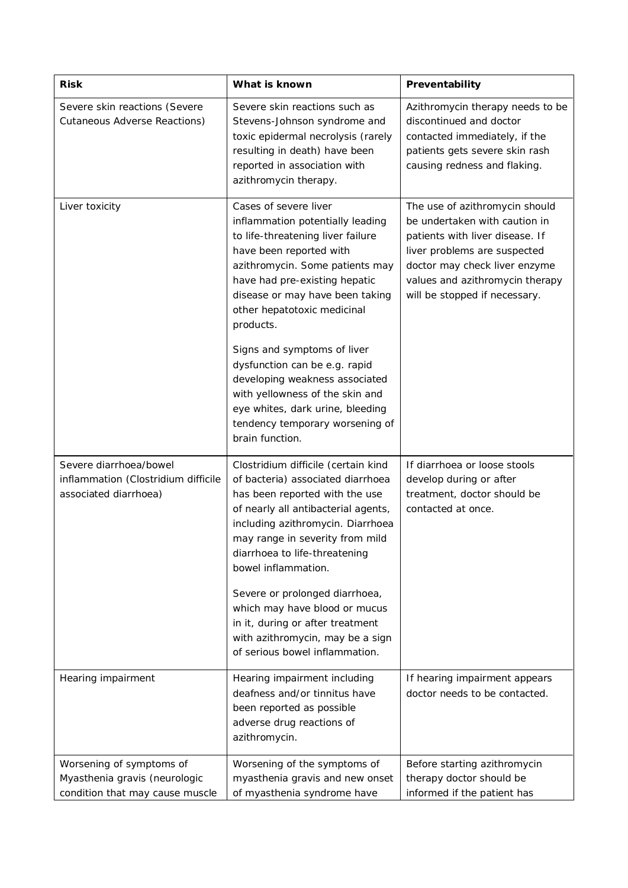| Risk | What is known | Preventability |
|---|---|---|
| Severe skin reactions (Severe Cutaneous Adverse Reactions) | Severe skin reactions such as Stevens-Johnson syndrome and toxic epidermal necrolysis (rarely resulting in death) have been reported in association with azithromycin therapy. | Azithromycin therapy needs to be discontinued and doctor contacted immediately, if the patients gets severe skin rash causing redness and flaking. |
| Liver toxicity | Cases of severe liver inflammation potentially leading to life-threatening liver failure have been reported with azithromycin. Some patients may have had pre-existing hepatic disease or may have been taking other hepatotoxic medicinal products.<br><br>Signs and symptoms of liver dysfunction can be e.g. rapid developing weakness associated with yellowness of the skin and eye whites, dark urine, bleeding tendency temporary worsening of brain function. | The use of azithromycin should be undertaken with caution in patients with liver disease. If liver problems are suspected doctor may check liver enzyme values and azithromycin therapy will be stopped if necessary. |
| Severe diarrhoea/bowel inflammation (Clostridium difficile associated diarrhoea) | Clostridium difficile (certain kind of bacteria) associated diarrhoea has been reported with the use of nearly all antibacterial agents, including azithromycin. Diarrhoea may range in severity from mild diarrhoea to life-threatening bowel inflammation.<br><br>Severe or prolonged diarrhoea, which may have blood or mucus in it, during or after treatment with azithromycin, may be a sign of serious bowel inflammation. | If diarrhoea or loose stools develop during or after treatment, doctor should be contacted at once. |
| Hearing impairment | Hearing impairment including deafness and/or tinnitus have been reported as possible adverse drug reactions of azithromycin. | If hearing impairment appears doctor needs to be contacted. |
| Worsening of symptoms of Myasthenia gravis (neurologic condition that may cause muscle | Worsening of the symptoms of myasthenia gravis and new onset of myasthenia syndrome have | Before starting azithromycin therapy doctor should be informed if the patient has |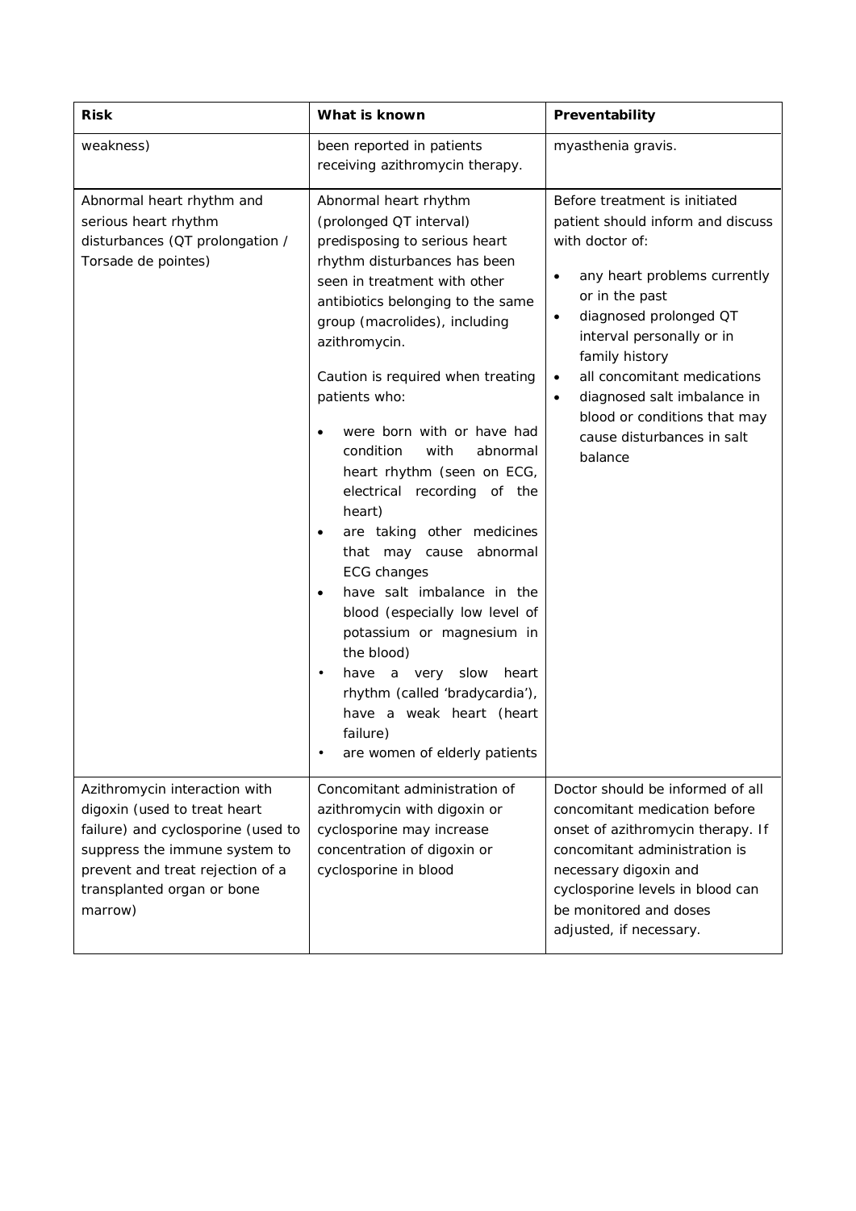| Risk | What is known | Preventability |
| --- | --- | --- |
| weakness) | been reported in patients receiving azithromycin therapy. | myasthenia gravis. |
| Abnormal heart rhythm and serious heart rhythm disturbances (QT prolongation / Torsade de pointes) | Abnormal heart rhythm (prolonged QT interval) predisposing to serious heart rhythm disturbances has been seen in treatment with other antibiotics belonging to the same group (macrolides), including azithromycin.<br><br>Caution is required when treating patients who:<br>• were born with or have had condition with abnormal heart rhythm (seen on ECG, electrical recording of the heart)<br>• are taking other medicines that may cause abnormal ECG changes<br>• have salt imbalance in the blood (especially low level of potassium or magnesium in the blood)<br>• have a very slow heart rhythm (called 'bradycardia'), have a weak heart (heart failure)<br>• are women of elderly patients | Before treatment is initiated patient should inform and discuss with doctor of:<br>• any heart problems currently or in the past<br>• diagnosed prolonged QT interval personally or in family history<br>• all concomitant medications<br>• diagnosed salt imbalance in blood or conditions that may cause disturbances in salt balance |
| Azithromycin interaction with digoxin (used to treat heart failure) and cyclosporine (used to suppress the immune system to prevent and treat rejection of a transplanted organ or bone marrow) | Concomitant administration of azithromycin with digoxin or cyclosporine may increase concentration of digoxin or cyclosporine in blood | Doctor should be informed of all concomitant medication before onset of azithromycin therapy. If concomitant administration is necessary digoxin and cyclosporine levels in blood can be monitored and doses adjusted, if necessary. |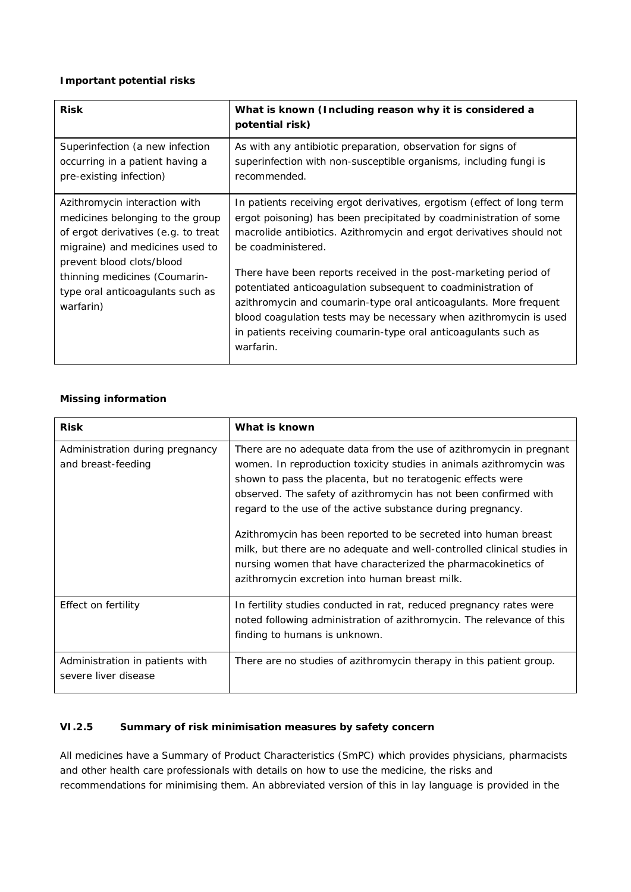**Important potential risks**

| Risk | What is known (Including reason why it is considered a potential risk) |
|---|---|
| Superinfection (a new infection occurring in a patient having a pre-existing infection) | As with any antibiotic preparation, observation for signs of superinfection with non-susceptible organisms, including fungi is recommended. |
| Azithromycin interaction with medicines belonging to the group of ergot derivatives (e.g. to treat migraine) and medicines used to prevent blood clots/blood thinning medicines (Coumarin-type oral anticoagulants such as warfarin) | In patients receiving ergot derivatives, ergotism (effect of long term ergot poisoning) has been precipitated by coadministration of some macrolide antibiotics. Azithromycin and ergot derivatives should not be coadministered.<br><br>There have been reports received in the post-marketing period of potentiated anticoagulation subsequent to coadministration of azithromycin and coumarin-type oral anticoagulants. More frequent blood coagulation tests may be necessary when azithromycin is used in patients receiving coumarin-type oral anticoagulants such as warfarin. |

**Missing information**

| Risk | What is known |
|---|---|
| Administration during pregnancy and breast-feeding | There are no adequate data from the use of azithromycin in pregnant women. In reproduction toxicity studies in animals azithromycin was shown to pass the placenta, but no teratogenic effects were observed. The safety of azithromycin has not been confirmed with regard to the use of the active substance during pregnancy.<br><br>Azithromycin has been reported to be secreted into human breast milk, but there are no adequate and well-controlled clinical studies in nursing women that have characterized the pharmacokinetics of azithromycin excretion into human breast milk. |
| Effect on fertility | In fertility studies conducted in rat, reduced pregnancy rates were noted following administration of azithromycin. The relevance of this finding to humans is unknown. |
| Administration in patients with severe liver disease | There are no studies of azithromycin therapy in this patient group. |

### VI.2.5 Summary of risk minimisation measures by safety concern

All medicines have a Summary of Product Characteristics (SmPC) which provides physicians, pharmacists and other health care professionals with details on how to use the medicine, the risks and recommendations for minimising them. An abbreviated version of this in lay language is provided in the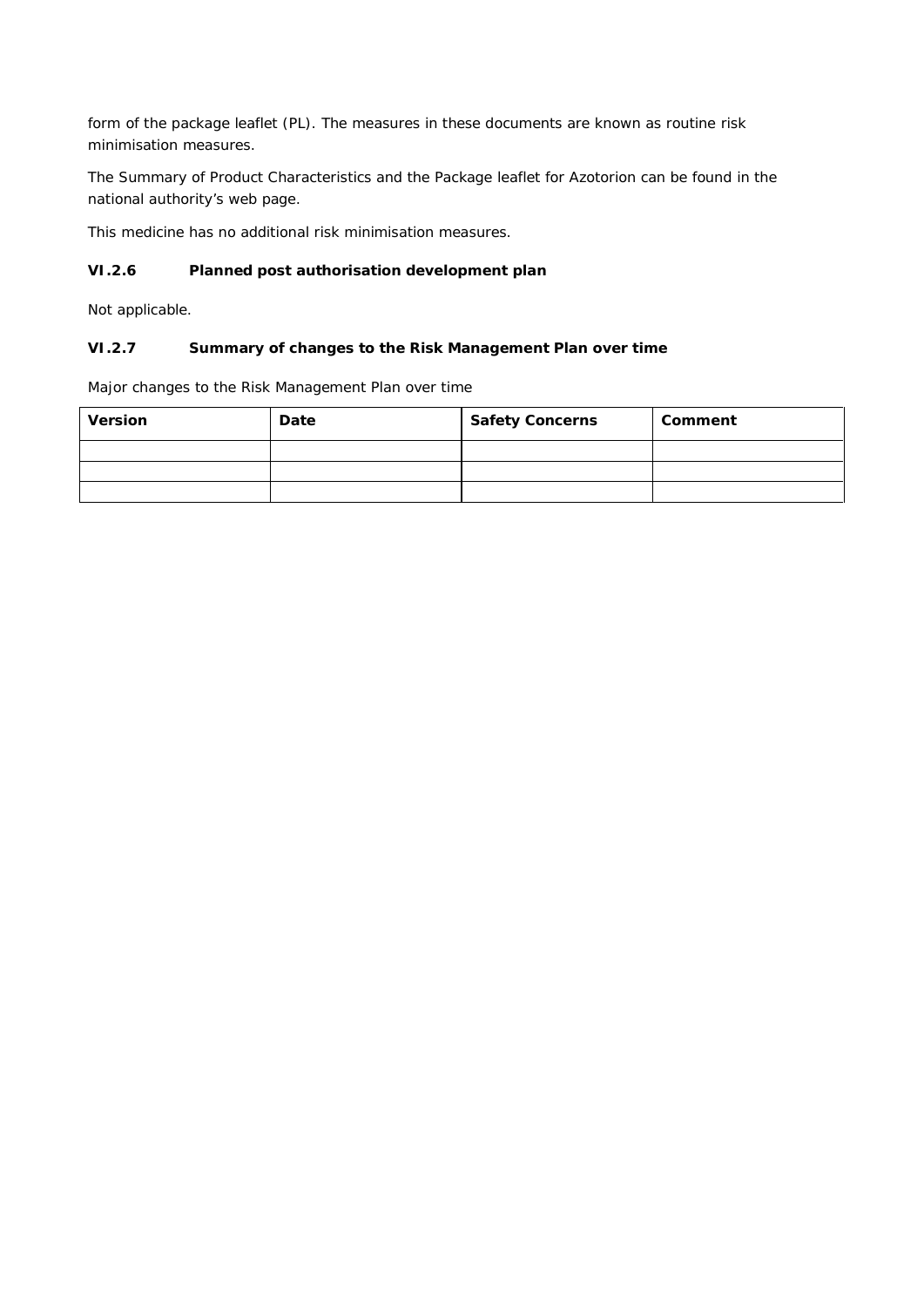form of the package leaflet (PL). The measures in these documents are known as routine risk minimisation measures.

The Summary of Product Characteristics and the Package leaflet for Azotorion can be found in the national authority's web page.

This medicine has no additional risk minimisation measures.

### VI.2.6 Planned post authorisation development plan

Not applicable.

### VI.2.7 Summary of changes to the Risk Management Plan over time

Major changes to the Risk Management Plan over time

| Version | Date | Safety Concerns | Comment |
|---|---|---|---|
| | | | |
| | | | |
| | | | |